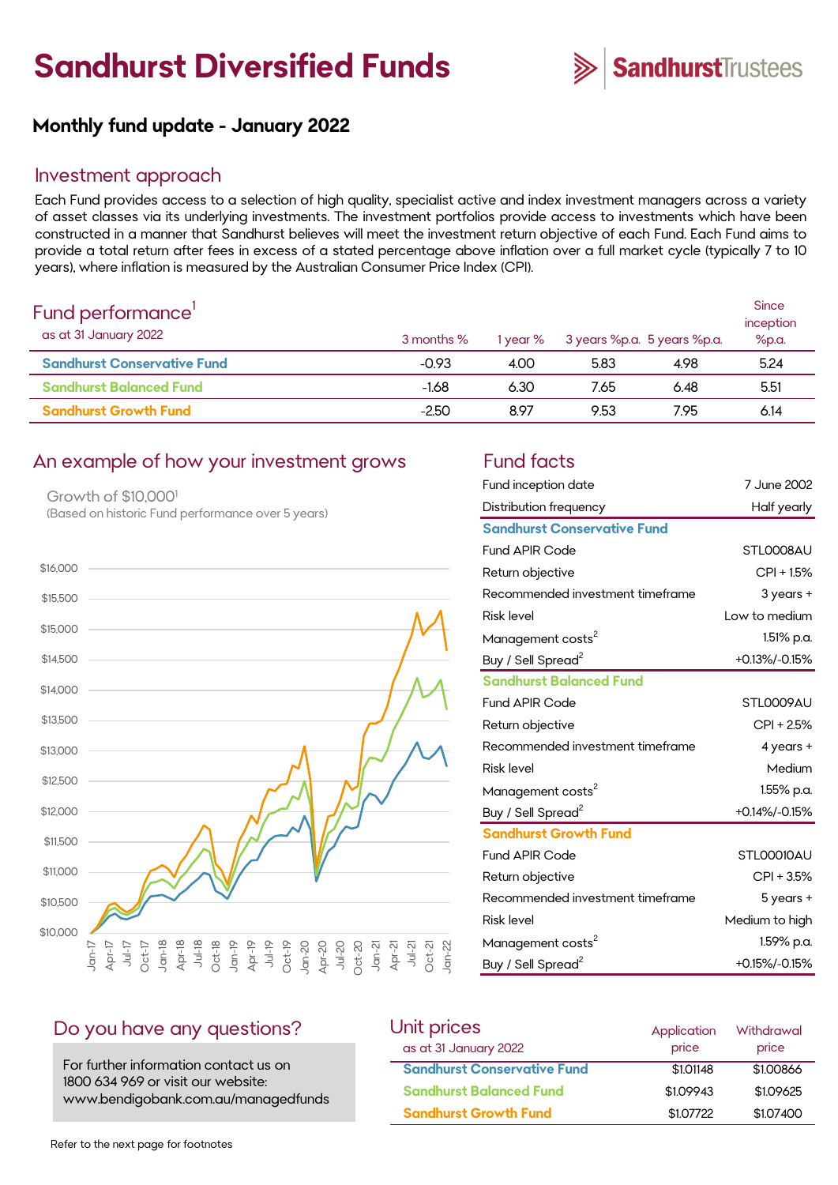# Sandhurst Diversified Funds

SandhurstTrustees

## Monthly fund update - January 2022

## Investment approach

Each Fund provides access to a selection of high quality, specialist active and index investment managers across a variety of asset classes via its underlying investments. The investment portfolios provide access to investments which have been constructed in a manner that Sandhurst believes will meet the investment return objective of each Fund. Each Fund aims to provide a total return after fees in excess of a stated percentage above inflation over a full market cycle (typically 7 to 10 years), where inflation is measured by the Australian Consumer Price Index (CPI).

## Fund performance[1]

as at 31 January 2022

| | 3 months % | 1 year % | 3 years %p.a. | 5 years %p.a. | Since inception %p.a. |
|---|---|---|---|---|---|
| Sandhurst Conservative Fund | -0.93 | 4.00 | 5.83 | 4.98 | 5.24 |
| Sandhurst Balanced Fund | -1.68 | 6.30 | 7.65 | 6.48 | 5.51 |
| Sandhurst Growth Fund | -2.50 | 8.97 | 9.53 | 7.95 | 6.14 |

## An example of how your investment grows

Growth of $10,000[1]

(Based on historic Fund performance over 5 years)

## Fund facts

| | |
|---|---|
| Fund inception date | 7 June 2002 |
| Distribution frequency | Half yearly |
| **Sandhurst Conservative Fund** | |
| Fund APIR Code | STL0008AU |
| Return objective | CPI + 1.5% |
| Recommended investment timeframe | 3 years + |
| Risk level | Low to medium |
| Management costs[2] | 1.51% p.a. |
| Buy / Sell Spread[2] | +0.13%/-0.15% |
| **Sandhurst Balanced Fund** | |
| Fund APIR Code | STL0009AU |
| Return objective | CPI + 2.5% |
| Recommended investment timeframe | 4 years + |
| Risk level | Medium |
| Management costs[2] | 1.55% p.a. |
| Buy / Sell Spread[2] | +0.14%/-0.15% |
| **Sandhurst Growth Fund** | |
| Fund APIR Code | STL00010AU |
| Return objective | CPI + 3.5% |
| Recommended investment timeframe | 5 years + |
| Risk level | Medium to high |
| Management costs[2] | 1.59% p.a. |
| Buy / Sell Spread[2] | +0.15%/-0.15% |

## Do you have any questions?

For further information contact us on 1800 634 969 or visit our website: www.bendigobank.com.au/managedfunds

## Unit prices

as at 31 January 2022

| | Application price | Withdrawal price |
|---|---|---|
| Sandhurst Conservative Fund | $1.01148 | $1.00866 |
| Sandhurst Balanced Fund | $1.09943 | $1.09625 |
| Sandhurst Growth Fund | $1.07722 | $1.07400 |

Refer to the next page for footnotes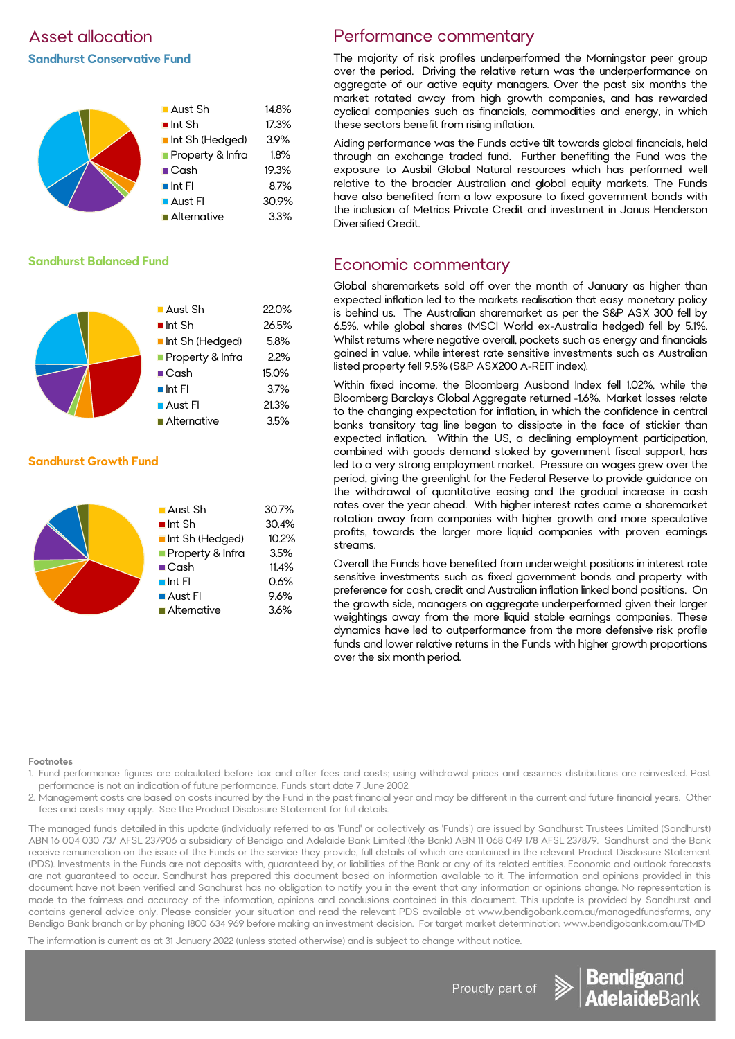## Asset allocation

### Sandhurst Conservative Fund

Aust Sh 14.8%
Int Sh 17.3%
Int Sh (Hedged) 3.9%
Property & Infra 1.8%
Cash 19.3%
Int FI 8.7%
Aust FI 30.9%
Alternative 3.3%

### Sandhurst Balanced Fund

Aust Sh 22.0%
Int Sh 26.5%
Int Sh (Hedged) 5.8%
Property & Infra 2.2%
Cash 15.0%
Int FI 3.7%
Aust FI 21.3%
Alternative 3.5%

### Sandhurst Growth Fund

Aust Sh 30.7%
Int Sh 30.4%
Int Sh (Hedged) 10.2%
Property & Infra 3.5%
Cash 11.4%
Int FI 0.6%
Aust FI 9.6%
Alternative 3.6%

## Performance commentary

The majority of risk profiles underperformed the Morningstar peer group over the period. Driving the relative return was the underperformance on aggregate of our active equity managers. Over the past six months the market rotated away from high growth companies, and has rewarded cyclical companies such as financials, commodities and energy, in which these sectors benefit from rising inflation.

Aiding performance was the Funds active tilt towards global financials, held through an exchange traded fund. Further benefiting the Fund was the exposure to Ausbil Global Natural resources which has performed well relative to the broader Australian and global equity markets. The Funds have also benefited from a low exposure to fixed government bonds with the inclusion of Metrics Private Credit and investment in Janus Henderson Diversified Credit.

## Economic commentary

Global sharemarkets sold off over the month of January as higher than expected inflation led to the markets realisation that easy monetary policy is behind us. The Australian sharemarket as per the S&P ASX 300 fell by 6.5%, while global shares (MSCI World ex-Australia hedged) fell by 5.1%. Whilst returns where negative overall, pockets such as energy and financials gained in value, while interest rate sensitive investments such as Australian listed property fell 9.5% (S&P ASX200 A-REIT index).

Within fixed income, the Bloomberg Ausbond Index fell 1.02%, while the Bloomberg Barclays Global Aggregate returned -1.6%. Market losses relate to the changing expectation for inflation, in which the confidence in central banks transitory tag line began to dissipate in the face of stickier than expected inflation. Within the US, a declining employment participation, combined with goods demand stoked by government fiscal support, has led to a very strong employment market. Pressure on wages grew over the period, giving the greenlight for the Federal Reserve to provide guidance on the withdrawal of quantitative easing and the gradual increase in cash rates over the year ahead. With higher interest rates came a sharemarket rotation away from companies with higher growth and more speculative profits, towards the larger more liquid companies with proven earnings streams.

Overall the Funds have benefited from underweight positions in interest rate sensitive investments such as fixed government bonds and property with preference for cash, credit and Australian inflation linked bond positions. On the growth side, managers on aggregate underperformed given their larger weightings away from the more liquid stable earnings companies. These dynamics have led to outperformance from the more defensive risk profile funds and lower relative returns in the Funds with higher growth proportions over the six month period.

**Footnotes**

1. Fund performance figures are calculated before tax and after fees and costs; using withdrawal prices and assumes distributions are reinvested. Past performance is not an indication of future performance. Funds start date 7 June 2002.
2. Management costs are based on costs incurred by the Fund in the past financial year and may be different in the current and future financial years. Other fees and costs may apply. See the Product Disclosure Statement for full details.

The managed funds detailed in this update (individually referred to as 'Fund' or collectively as 'Funds') are issued by Sandhurst Trustees Limited (Sandhurst) ABN 16 004 030 737 AFSL 237906 a subsidiary of Bendigo and Adelaide Bank Limited (the Bank) ABN 11 068 049 178 AFSL 237879. Sandhurst and the Bank receive remuneration on the issue of the Funds or the service they provide, full details of which are contained in the relevant Product Disclosure Statement (PDS). Investments in the Funds are not deposits with, guaranteed by, or liabilities of the Bank or any of its related entities. Economic and outlook forecasts are not guaranteed to occur. Sandhurst has prepared this document based on information available to it. The information and opinions provided in this document have not been verified and Sandhurst has no obligation to notify you in the event that any information or opinions change. No representation is made to the fairness and accuracy of the information, opinions and conclusions contained in this document. This update is provided by Sandhurst and contains general advice only. Please consider your situation and read the relevant PDS available at www.bendigobank.com.au/managedfundsforms, any Bendigo Bank branch or by phoning 1800 634 969 before making an investment decision. For target market determination: www.bendigobank.com.au/TMD

The information is current as at 31 January 2022 (unless stated otherwise) and is subject to change without notice.

Proudly part of Bendigo and Adelaide Bank